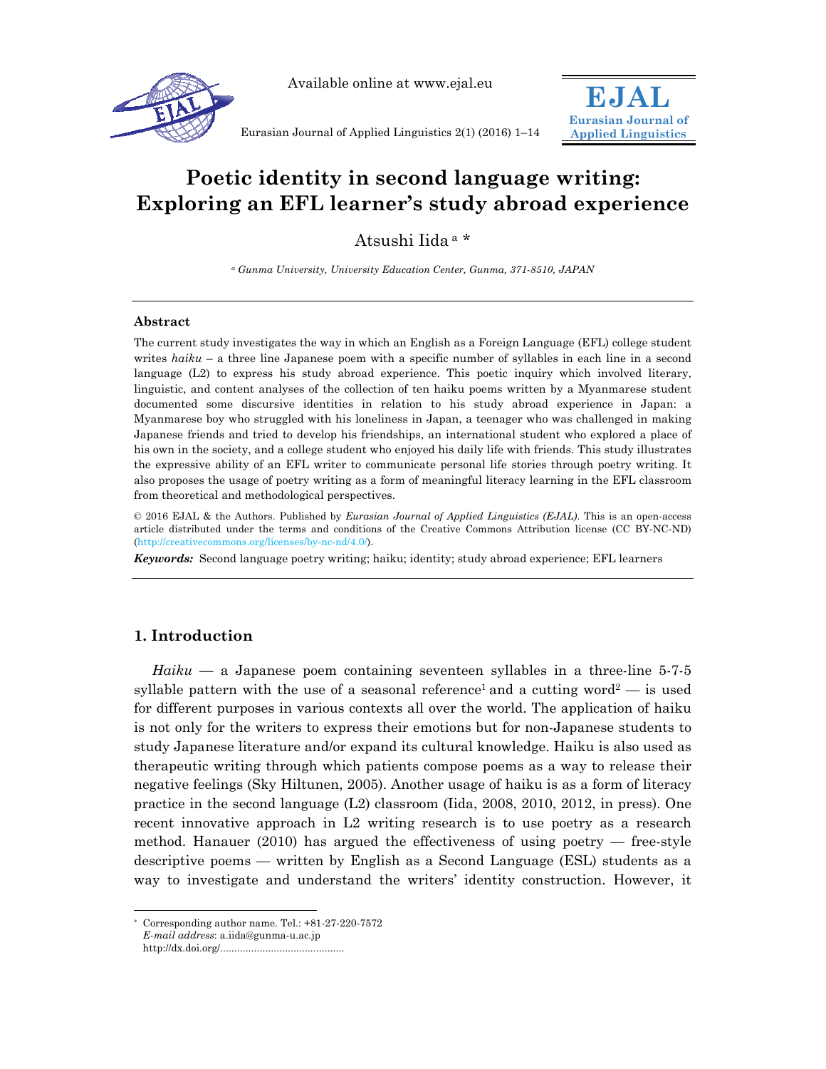# Poetic identity in second language writing: Exploring an EFL learner's study abroad experience

Atsushi Iida [a] *

[a] *Gunma University, University Education Center, Gunma, 371-8510, JAPAN*

---

### Abstract

The current study investigates the way in which an English as a Foreign Language (EFL) college student writes *haiku* – a three line Japanese poem with a specific number of syllables in each line in a second language (L2) to express his study abroad experience. This poetic inquiry which involved literary, linguistic, and content analyses of the collection of ten haiku poems written by a Myanmarese student documented some discursive identities in relation to his study abroad experience in Japan: a Myanmarese boy who struggled with his loneliness in Japan, a teenager who was challenged in making Japanese friends and tried to develop his friendships, an international student who explored a place of his own in the society, and a college student who enjoyed his daily life with friends. This study illustrates the expressive ability of an EFL writer to communicate personal life stories through poetry writing. It also proposes the usage of poetry writing as a form of meaningful literacy learning in the EFL classroom from theoretical and methodological perspectives.

© 2016 EJAL & the Authors. Published by *Eurasian Journal of Applied Linguistics (EJAL)*. This is an open-access article distributed under the terms and conditions of the Creative Commons Attribution license (CC BY-NC-ND) (http://creativecommons.org/licenses/by-nc-nd/4.0/).

***Keywords:*** Second language poetry writing; haiku; identity; study abroad experience; EFL learners

---

## 1. Introduction

*Haiku* — a Japanese poem containing seventeen syllables in a three-line 5-7-5 syllable pattern with the use of a seasonal reference[1] and a cutting word[2] — is used for different purposes in various contexts all over the world. The application of haiku is not only for the writers to express their emotions but for non-Japanese students to study Japanese literature and/or expand its cultural knowledge. Haiku is also used as therapeutic writing through which patients compose poems as a way to release their negative feelings (Sky Hiltunen, 2005). Another usage of haiku is as a form of literacy practice in the second language (L2) classroom (Iida, 2008, 2010, 2012, in press). One recent innovative approach in L2 writing research is to use poetry as a research method. Hanauer (2010) has argued the effectiveness of using poetry — free-style descriptive poems — written by English as a Second Language (ESL) students as a way to investigate and understand the writers' identity construction. However, it

---

* Corresponding author name. Tel.: +81-27-220-7572
*E-mail address*: a.iida@gunma-u.ac.jp
http://dx.doi.org/............................................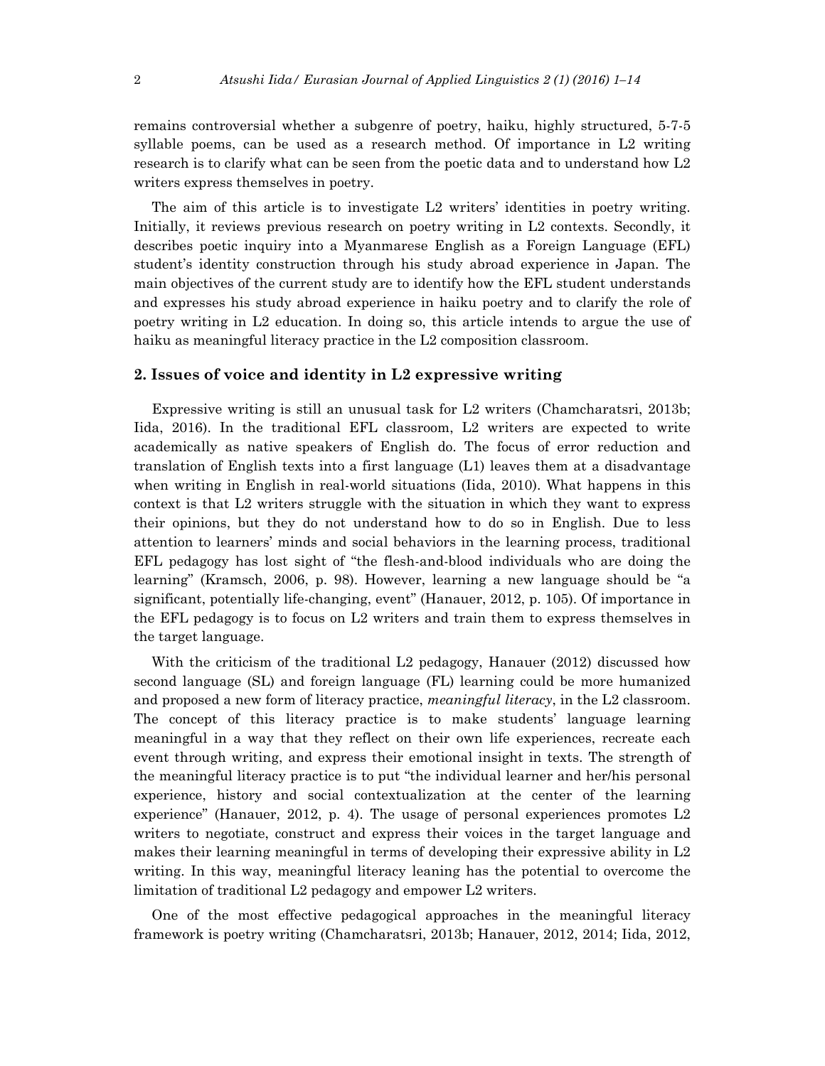remains controversial whether a subgenre of poetry, haiku, highly structured, 5-7-5 syllable poems, can be used as a research method. Of importance in L2 writing research is to clarify what can be seen from the poetic data and to understand how L2 writers express themselves in poetry.

The aim of this article is to investigate L2 writers' identities in poetry writing. Initially, it reviews previous research on poetry writing in L2 contexts. Secondly, it describes poetic inquiry into a Myanmarese English as a Foreign Language (EFL) student's identity construction through his study abroad experience in Japan. The main objectives of the current study are to identify how the EFL student understands and expresses his study abroad experience in haiku poetry and to clarify the role of poetry writing in L2 education. In doing so, this article intends to argue the use of haiku as meaningful literacy practice in the L2 composition classroom.

## 2. Issues of voice and identity in L2 expressive writing

Expressive writing is still an unusual task for L2 writers (Chamcharatsri, 2013b; Iida, 2016). In the traditional EFL classroom, L2 writers are expected to write academically as native speakers of English do. The focus of error reduction and translation of English texts into a first language (L1) leaves them at a disadvantage when writing in English in real-world situations (Iida, 2010). What happens in this context is that L2 writers struggle with the situation in which they want to express their opinions, but they do not understand how to do so in English. Due to less attention to learners' minds and social behaviors in the learning process, traditional EFL pedagogy has lost sight of "the flesh-and-blood individuals who are doing the learning" (Kramsch, 2006, p. 98). However, learning a new language should be "a significant, potentially life-changing, event" (Hanauer, 2012, p. 105). Of importance in the EFL pedagogy is to focus on L2 writers and train them to express themselves in the target language.

With the criticism of the traditional L2 pedagogy, Hanauer (2012) discussed how second language (SL) and foreign language (FL) learning could be more humanized and proposed a new form of literacy practice, *meaningful literacy*, in the L2 classroom. The concept of this literacy practice is to make students' language learning meaningful in a way that they reflect on their own life experiences, recreate each event through writing, and express their emotional insight in texts. The strength of the meaningful literacy practice is to put "the individual learner and her/his personal experience, history and social contextualization at the center of the learning experience" (Hanauer, 2012, p. 4). The usage of personal experiences promotes L2 writers to negotiate, construct and express their voices in the target language and makes their learning meaningful in terms of developing their expressive ability in L2 writing. In this way, meaningful literacy leaning has the potential to overcome the limitation of traditional L2 pedagogy and empower L2 writers.

One of the most effective pedagogical approaches in the meaningful literacy framework is poetry writing (Chamcharatsri, 2013b; Hanauer, 2012, 2014; Iida, 2012,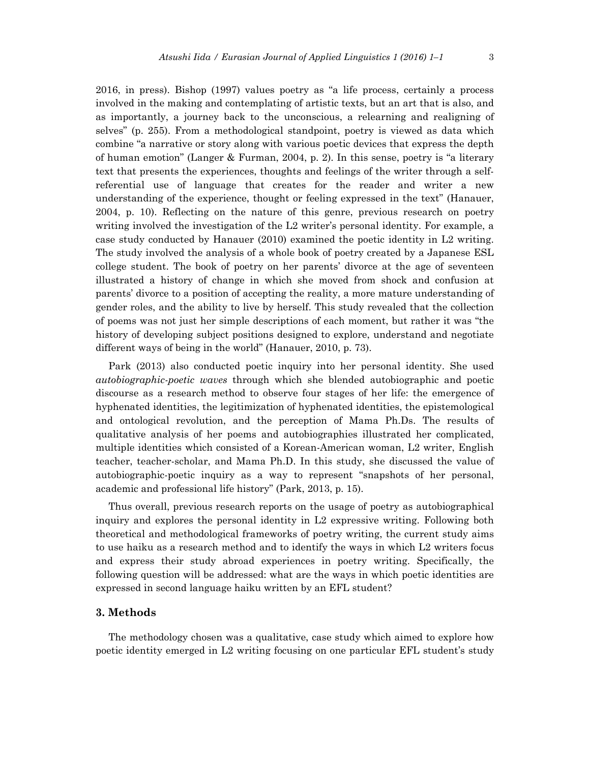2016, in press). Bishop (1997) values poetry as "a life process, certainly a process involved in the making and contemplating of artistic texts, but an art that is also, and as importantly, a journey back to the unconscious, a relearning and realigning of selves" (p. 255). From a methodological standpoint, poetry is viewed as data which combine "a narrative or story along with various poetic devices that express the depth of human emotion" (Langer & Furman, 2004, p. 2). In this sense, poetry is "a literary text that presents the experiences, thoughts and feelings of the writer through a self-referential use of language that creates for the reader and writer a new understanding of the experience, thought or feeling expressed in the text" (Hanauer, 2004, p. 10). Reflecting on the nature of this genre, previous research on poetry writing involved the investigation of the L2 writer's personal identity. For example, a case study conducted by Hanauer (2010) examined the poetic identity in L2 writing. The study involved the analysis of a whole book of poetry created by a Japanese ESL college student. The book of poetry on her parents' divorce at the age of seventeen illustrated a history of change in which she moved from shock and confusion at parents' divorce to a position of accepting the reality, a more mature understanding of gender roles, and the ability to live by herself. This study revealed that the collection of poems was not just her simple descriptions of each moment, but rather it was "the history of developing subject positions designed to explore, understand and negotiate different ways of being in the world" (Hanauer, 2010, p. 73).

Park (2013) also conducted poetic inquiry into her personal identity. She used *autobiographic-poetic waves* through which she blended autobiographic and poetic discourse as a research method to observe four stages of her life: the emergence of hyphenated identities, the legitimization of hyphenated identities, the epistemological and ontological revolution, and the perception of Mama Ph.Ds. The results of qualitative analysis of her poems and autobiographies illustrated her complicated, multiple identities which consisted of a Korean-American woman, L2 writer, English teacher, teacher-scholar, and Mama Ph.D. In this study, she discussed the value of autobiographic-poetic inquiry as a way to represent "snapshots of her personal, academic and professional life history" (Park, 2013, p. 15).

Thus overall, previous research reports on the usage of poetry as autobiographical inquiry and explores the personal identity in L2 expressive writing. Following both theoretical and methodological frameworks of poetry writing, the current study aims to use haiku as a research method and to identify the ways in which L2 writers focus and express their study abroad experiences in poetry writing. Specifically, the following question will be addressed: what are the ways in which poetic identities are expressed in second language haiku written by an EFL student?

## 3. Methods

The methodology chosen was a qualitative, case study which aimed to explore how poetic identity emerged in L2 writing focusing on one particular EFL student's study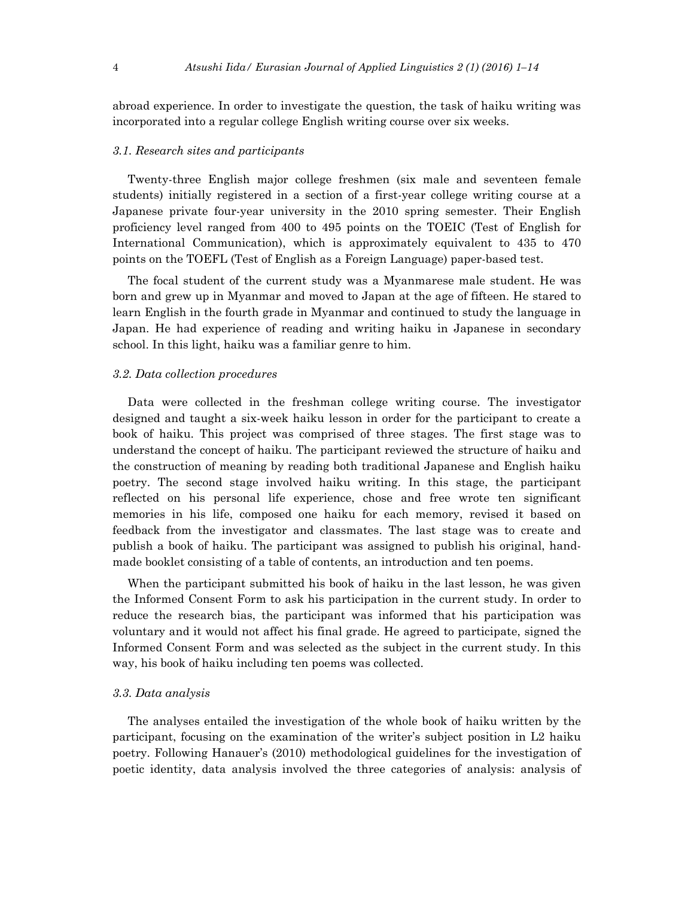abroad experience. In order to investigate the question, the task of haiku writing was incorporated into a regular college English writing course over six weeks.

### *3.1. Research sites and participants*

Twenty-three English major college freshmen (six male and seventeen female students) initially registered in a section of a first-year college writing course at a Japanese private four-year university in the 2010 spring semester. Their English proficiency level ranged from 400 to 495 points on the TOEIC (Test of English for International Communication), which is approximately equivalent to 435 to 470 points on the TOEFL (Test of English as a Foreign Language) paper-based test.

The focal student of the current study was a Myanmarese male student. He was born and grew up in Myanmar and moved to Japan at the age of fifteen. He stared to learn English in the fourth grade in Myanmar and continued to study the language in Japan. He had experience of reading and writing haiku in Japanese in secondary school. In this light, haiku was a familiar genre to him.

### *3.2. Data collection procedures*

Data were collected in the freshman college writing course. The investigator designed and taught a six-week haiku lesson in order for the participant to create a book of haiku. This project was comprised of three stages. The first stage was to understand the concept of haiku. The participant reviewed the structure of haiku and the construction of meaning by reading both traditional Japanese and English haiku poetry. The second stage involved haiku writing. In this stage, the participant reflected on his personal life experience, chose and free wrote ten significant memories in his life, composed one haiku for each memory, revised it based on feedback from the investigator and classmates. The last stage was to create and publish a book of haiku. The participant was assigned to publish his original, hand-made booklet consisting of a table of contents, an introduction and ten poems.

When the participant submitted his book of haiku in the last lesson, he was given the Informed Consent Form to ask his participation in the current study. In order to reduce the research bias, the participant was informed that his participation was voluntary and it would not affect his final grade. He agreed to participate, signed the Informed Consent Form and was selected as the subject in the current study. In this way, his book of haiku including ten poems was collected.

### *3.3. Data analysis*

The analyses entailed the investigation of the whole book of haiku written by the participant, focusing on the examination of the writer's subject position in L2 haiku poetry. Following Hanauer's (2010) methodological guidelines for the investigation of poetic identity, data analysis involved the three categories of analysis: analysis of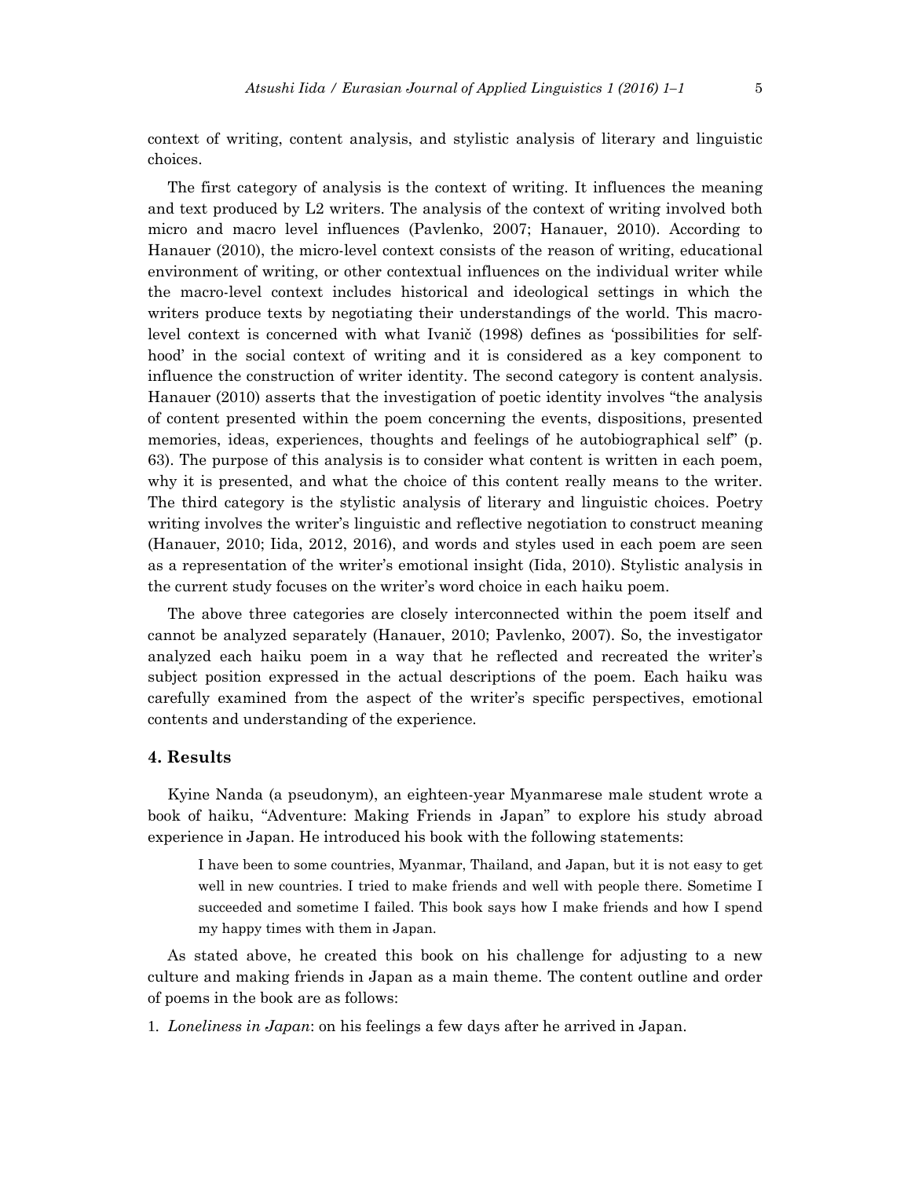context of writing, content analysis, and stylistic analysis of literary and linguistic choices.

The first category of analysis is the context of writing. It influences the meaning and text produced by L2 writers. The analysis of the context of writing involved both micro and macro level influences (Pavlenko, 2007; Hanauer, 2010). According to Hanauer (2010), the micro-level context consists of the reason of writing, educational environment of writing, or other contextual influences on the individual writer while the macro-level context includes historical and ideological settings in which the writers produce texts by negotiating their understandings of the world. This macro-level context is concerned with what Ivanič (1998) defines as 'possibilities for self-hood' in the social context of writing and it is considered as a key component to influence the construction of writer identity. The second category is content analysis. Hanauer (2010) asserts that the investigation of poetic identity involves "the analysis of content presented within the poem concerning the events, dispositions, presented memories, ideas, experiences, thoughts and feelings of he autobiographical self" (p. 63). The purpose of this analysis is to consider what content is written in each poem, why it is presented, and what the choice of this content really means to the writer. The third category is the stylistic analysis of literary and linguistic choices. Poetry writing involves the writer's linguistic and reflective negotiation to construct meaning (Hanauer, 2010; Iida, 2012, 2016), and words and styles used in each poem are seen as a representation of the writer's emotional insight (Iida, 2010). Stylistic analysis in the current study focuses on the writer's word choice in each haiku poem.

The above three categories are closely interconnected within the poem itself and cannot be analyzed separately (Hanauer, 2010; Pavlenko, 2007). So, the investigator analyzed each haiku poem in a way that he reflected and recreated the writer's subject position expressed in the actual descriptions of the poem. Each haiku was carefully examined from the aspect of the writer's specific perspectives, emotional contents and understanding of the experience.

## 4. Results

Kyine Nanda (a pseudonym), an eighteen-year Myanmarese male student wrote a book of haiku, "Adventure: Making Friends in Japan" to explore his study abroad experience in Japan. He introduced his book with the following statements:

> I have been to some countries, Myanmar, Thailand, and Japan, but it is not easy to get well in new countries. I tried to make friends and well with people there. Sometime I succeeded and sometime I failed. This book says how I make friends and how I spend my happy times with them in Japan.

As stated above, he created this book on his challenge for adjusting to a new culture and making friends in Japan as a main theme. The content outline and order of poems in the book are as follows:

1. *Loneliness in Japan*: on his feelings a few days after he arrived in Japan.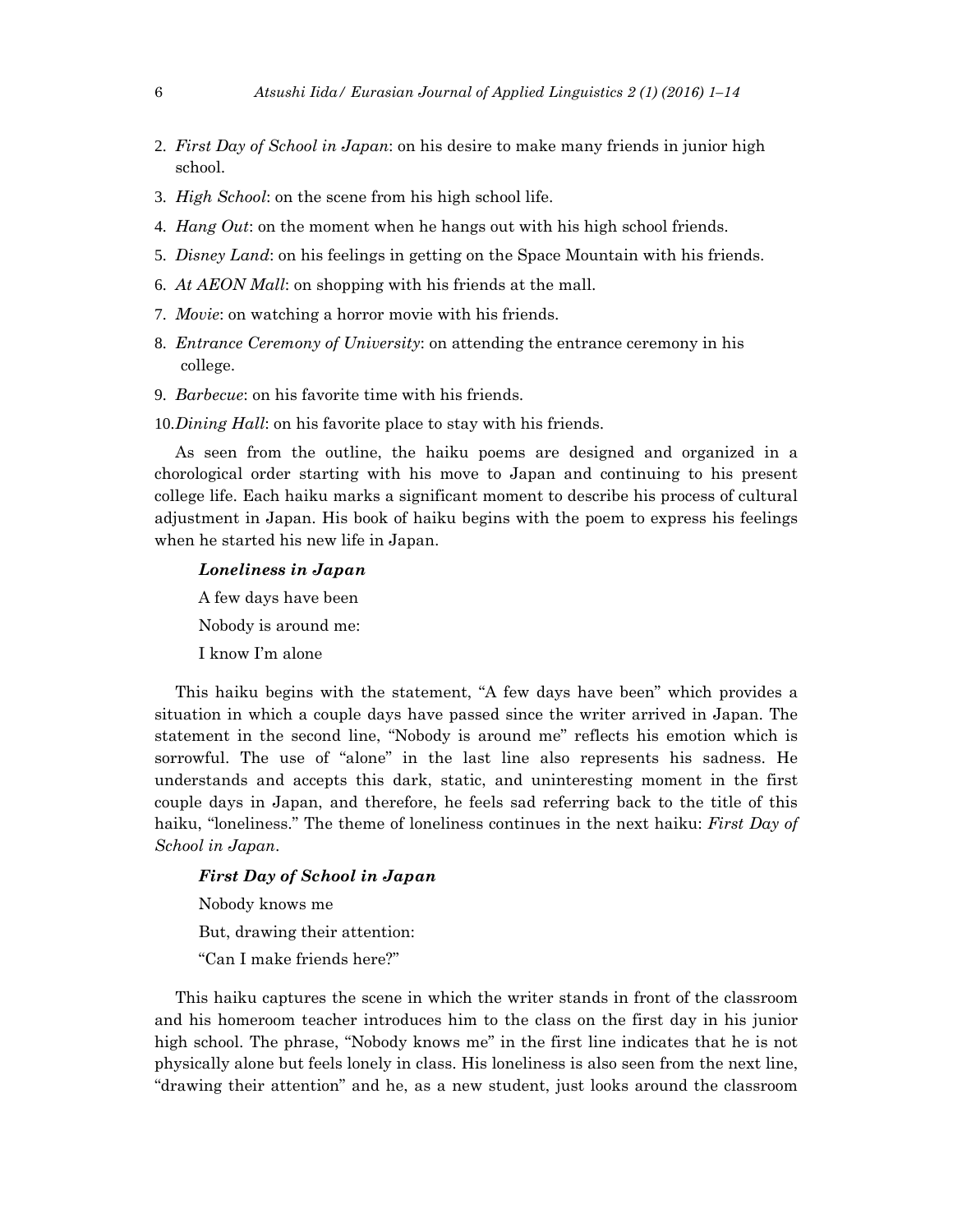2. *First Day of School in Japan*: on his desire to make many friends in junior high school.
3. *High School*: on the scene from his high school life.
4. *Hang Out*: on the moment when he hangs out with his high school friends.
5. *Disney Land*: on his feelings in getting on the Space Mountain with his friends.
6. *At AEON Mall*: on shopping with his friends at the mall.
7. *Movie*: on watching a horror movie with his friends.
8. *Entrance Ceremony of University*: on attending the entrance ceremony in his college.
9. *Barbecue*: on his favorite time with his friends.
10. *Dining Hall*: on his favorite place to stay with his friends.

As seen from the outline, the haiku poems are designed and organized in a chorological order starting with his move to Japan and continuing to his present college life. Each haiku marks a significant moment to describe his process of cultural adjustment in Japan. His book of haiku begins with the poem to express his feelings when he started his new life in Japan.

> ***Loneliness in Japan***
>
> A few days have been
>
> Nobody is around me:
>
> I know I'm alone

This haiku begins with the statement, "A few days have been" which provides a situation in which a couple days have passed since the writer arrived in Japan. The statement in the second line, "Nobody is around me" reflects his emotion which is sorrowful. The use of "alone" in the last line also represents his sadness. He understands and accepts this dark, static, and uninteresting moment in the first couple days in Japan, and therefore, he feels sad referring back to the title of this haiku, "loneliness." The theme of loneliness continues in the next haiku: *First Day of School in Japan*.

> ***First Day of School in Japan***
>
> Nobody knows me
>
> But, drawing their attention:
>
> "Can I make friends here?"

This haiku captures the scene in which the writer stands in front of the classroom and his homeroom teacher introduces him to the class on the first day in his junior high school. The phrase, "Nobody knows me" in the first line indicates that he is not physically alone but feels lonely in class. His loneliness is also seen from the next line, "drawing their attention" and he, as a new student, just looks around the classroom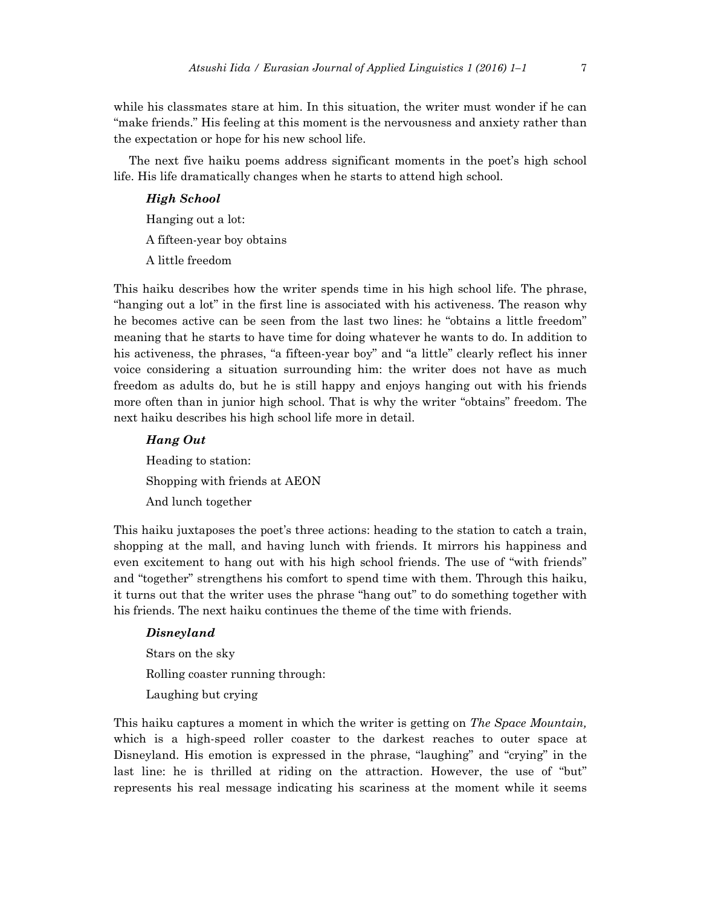while his classmates stare at him. In this situation, the writer must wonder if he can "make friends." His feeling at this moment is the nervousness and anxiety rather than the expectation or hope for his new school life.

The next five haiku poems address significant moments in the poet's high school life. His life dramatically changes when he starts to attend high school.

***High School***

Hanging out a lot:

A fifteen-year boy obtains

A little freedom

This haiku describes how the writer spends time in his high school life. The phrase, "hanging out a lot" in the first line is associated with his activeness. The reason why he becomes active can be seen from the last two lines: he "obtains a little freedom" meaning that he starts to have time for doing whatever he wants to do. In addition to his activeness, the phrases, "a fifteen-year boy" and "a little" clearly reflect his inner voice considering a situation surrounding him: the writer does not have as much freedom as adults do, but he is still happy and enjoys hanging out with his friends more often than in junior high school. That is why the writer "obtains" freedom. The next haiku describes his high school life more in detail.

***Hang Out***

Heading to station:

Shopping with friends at AEON

And lunch together

This haiku juxtaposes the poet's three actions: heading to the station to catch a train, shopping at the mall, and having lunch with friends. It mirrors his happiness and even excitement to hang out with his high school friends. The use of "with friends" and "together" strengthens his comfort to spend time with them. Through this haiku, it turns out that the writer uses the phrase "hang out" to do something together with his friends. The next haiku continues the theme of the time with friends.

***Disneyland***

Stars on the sky

Rolling coaster running through:

Laughing but crying

This haiku captures a moment in which the writer is getting on *The Space Mountain,* which is a high-speed roller coaster to the darkest reaches to outer space at Disneyland. His emotion is expressed in the phrase, "laughing" and "crying" in the last line: he is thrilled at riding on the attraction. However, the use of "but" represents his real message indicating his scariness at the moment while it seems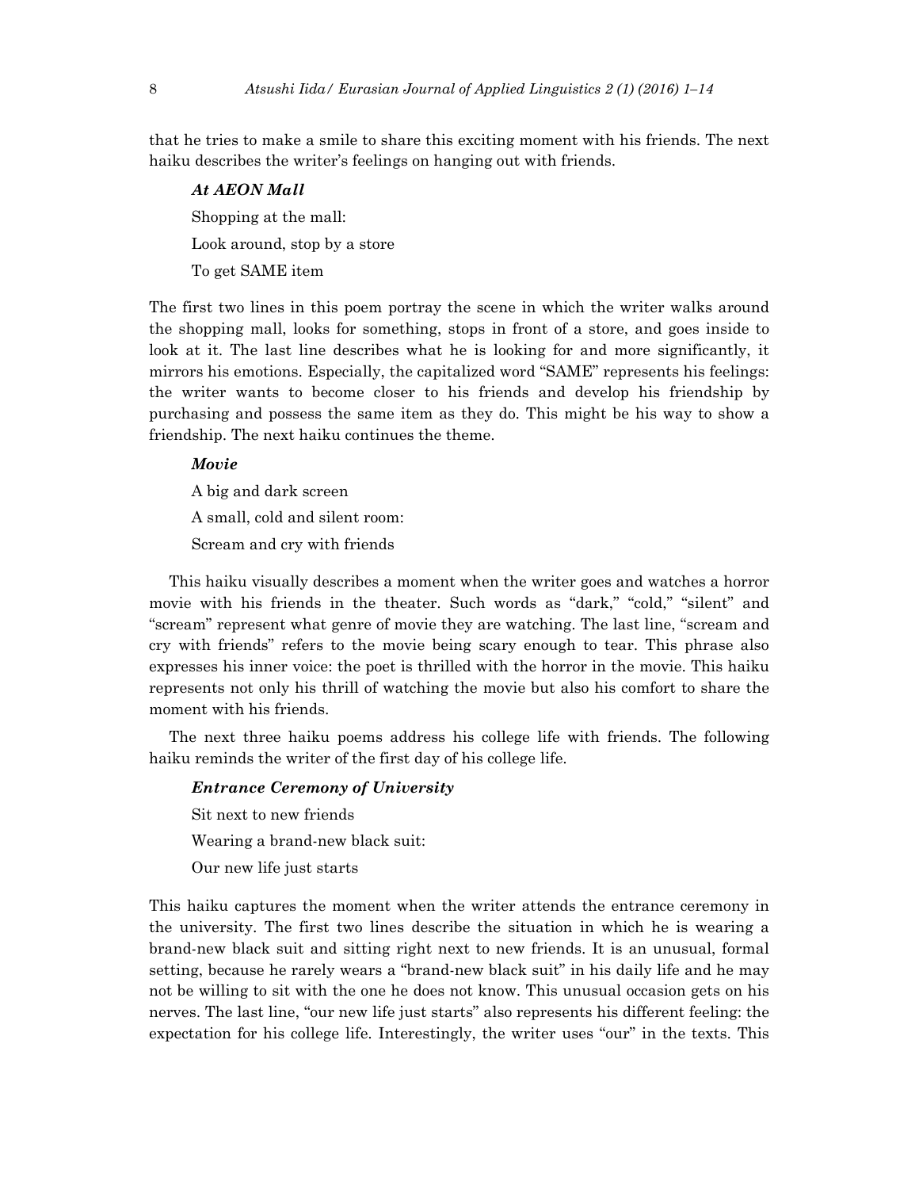that he tries to make a smile to share this exciting moment with his friends. The next haiku describes the writer's feelings on hanging out with friends.

***At AEON Mall***

Shopping at the mall:

Look around, stop by a store

To get SAME item

The first two lines in this poem portray the scene in which the writer walks around the shopping mall, looks for something, stops in front of a store, and goes inside to look at it. The last line describes what he is looking for and more significantly, it mirrors his emotions. Especially, the capitalized word "SAME" represents his feelings: the writer wants to become closer to his friends and develop his friendship by purchasing and possess the same item as they do. This might be his way to show a friendship. The next haiku continues the theme.

***Movie***

A big and dark screen

A small, cold and silent room:

Scream and cry with friends

This haiku visually describes a moment when the writer goes and watches a horror movie with his friends in the theater. Such words as "dark," "cold," "silent" and "scream" represent what genre of movie they are watching. The last line, "scream and cry with friends" refers to the movie being scary enough to tear. This phrase also expresses his inner voice: the poet is thrilled with the horror in the movie. This haiku represents not only his thrill of watching the movie but also his comfort to share the moment with his friends.

The next three haiku poems address his college life with friends. The following haiku reminds the writer of the first day of his college life.

***Entrance Ceremony of University***

Sit next to new friends

Wearing a brand-new black suit:

Our new life just starts

This haiku captures the moment when the writer attends the entrance ceremony in the university. The first two lines describe the situation in which he is wearing a brand-new black suit and sitting right next to new friends. It is an unusual, formal setting, because he rarely wears a "brand-new black suit" in his daily life and he may not be willing to sit with the one he does not know. This unusual occasion gets on his nerves. The last line, "our new life just starts" also represents his different feeling: the expectation for his college life. Interestingly, the writer uses "our" in the texts. This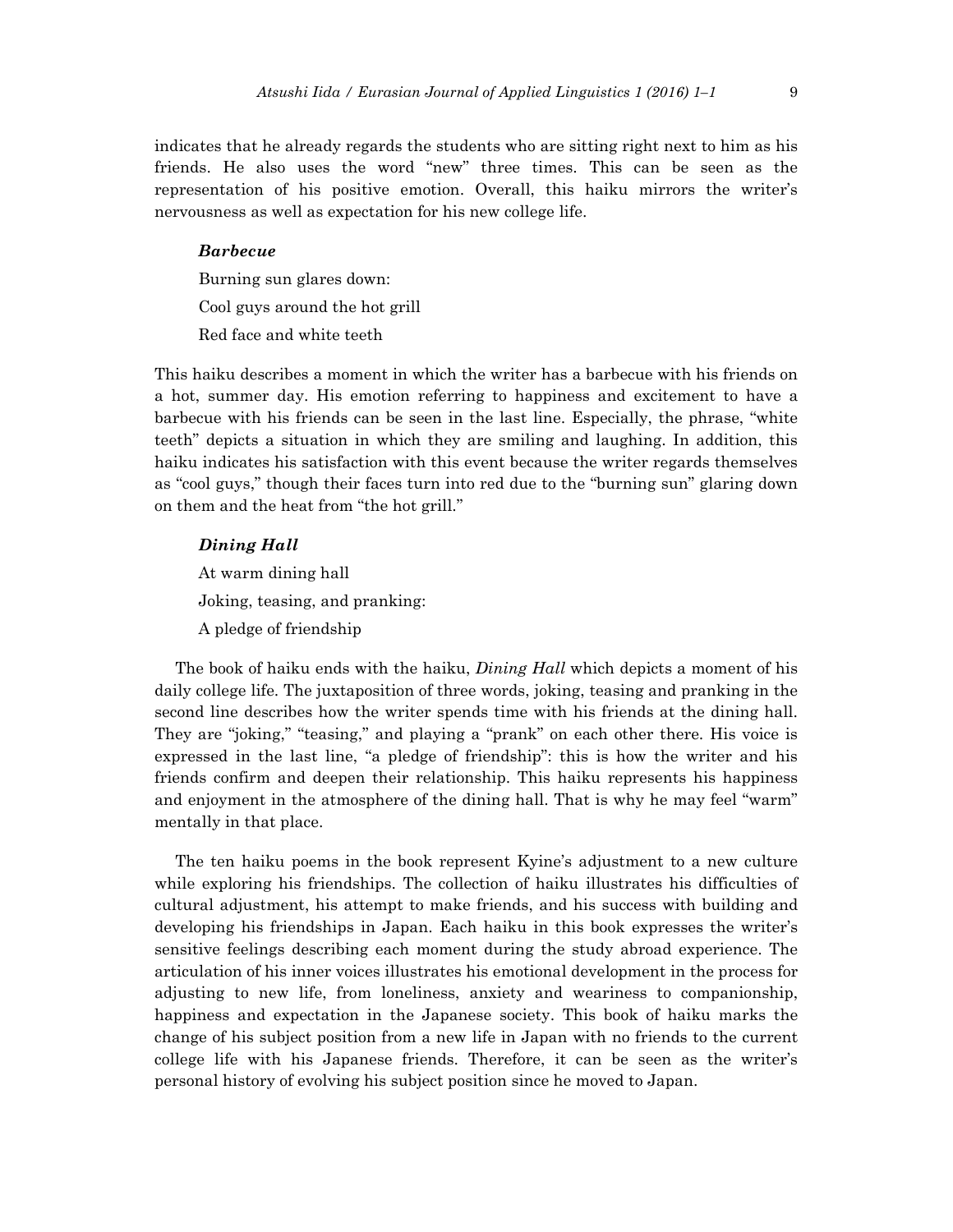indicates that he already regards the students who are sitting right next to him as his friends. He also uses the word "new" three times. This can be seen as the representation of his positive emotion. Overall, this haiku mirrors the writer's nervousness as well as expectation for his new college life.

> ***Barbecue***
>
> Burning sun glares down:
>
> Cool guys around the hot grill
>
> Red face and white teeth

This haiku describes a moment in which the writer has a barbecue with his friends on a hot, summer day. His emotion referring to happiness and excitement to have a barbecue with his friends can be seen in the last line. Especially, the phrase, "white teeth" depicts a situation in which they are smiling and laughing. In addition, this haiku indicates his satisfaction with this event because the writer regards themselves as "cool guys," though their faces turn into red due to the "burning sun" glaring down on them and the heat from "the hot grill."

> ***Dining Hall***
>
> At warm dining hall
>
> Joking, teasing, and pranking:
>
> A pledge of friendship

The book of haiku ends with the haiku, *Dining Hall* which depicts a moment of his daily college life. The juxtaposition of three words, joking, teasing and pranking in the second line describes how the writer spends time with his friends at the dining hall. They are "joking," "teasing," and playing a "prank" on each other there. His voice is expressed in the last line, "a pledge of friendship": this is how the writer and his friends confirm and deepen their relationship. This haiku represents his happiness and enjoyment in the atmosphere of the dining hall. That is why he may feel "warm" mentally in that place.

The ten haiku poems in the book represent Kyine's adjustment to a new culture while exploring his friendships. The collection of haiku illustrates his difficulties of cultural adjustment, his attempt to make friends, and his success with building and developing his friendships in Japan. Each haiku in this book expresses the writer's sensitive feelings describing each moment during the study abroad experience. The articulation of his inner voices illustrates his emotional development in the process for adjusting to new life, from loneliness, anxiety and weariness to companionship, happiness and expectation in the Japanese society. This book of haiku marks the change of his subject position from a new life in Japan with no friends to the current college life with his Japanese friends. Therefore, it can be seen as the writer's personal history of evolving his subject position since he moved to Japan.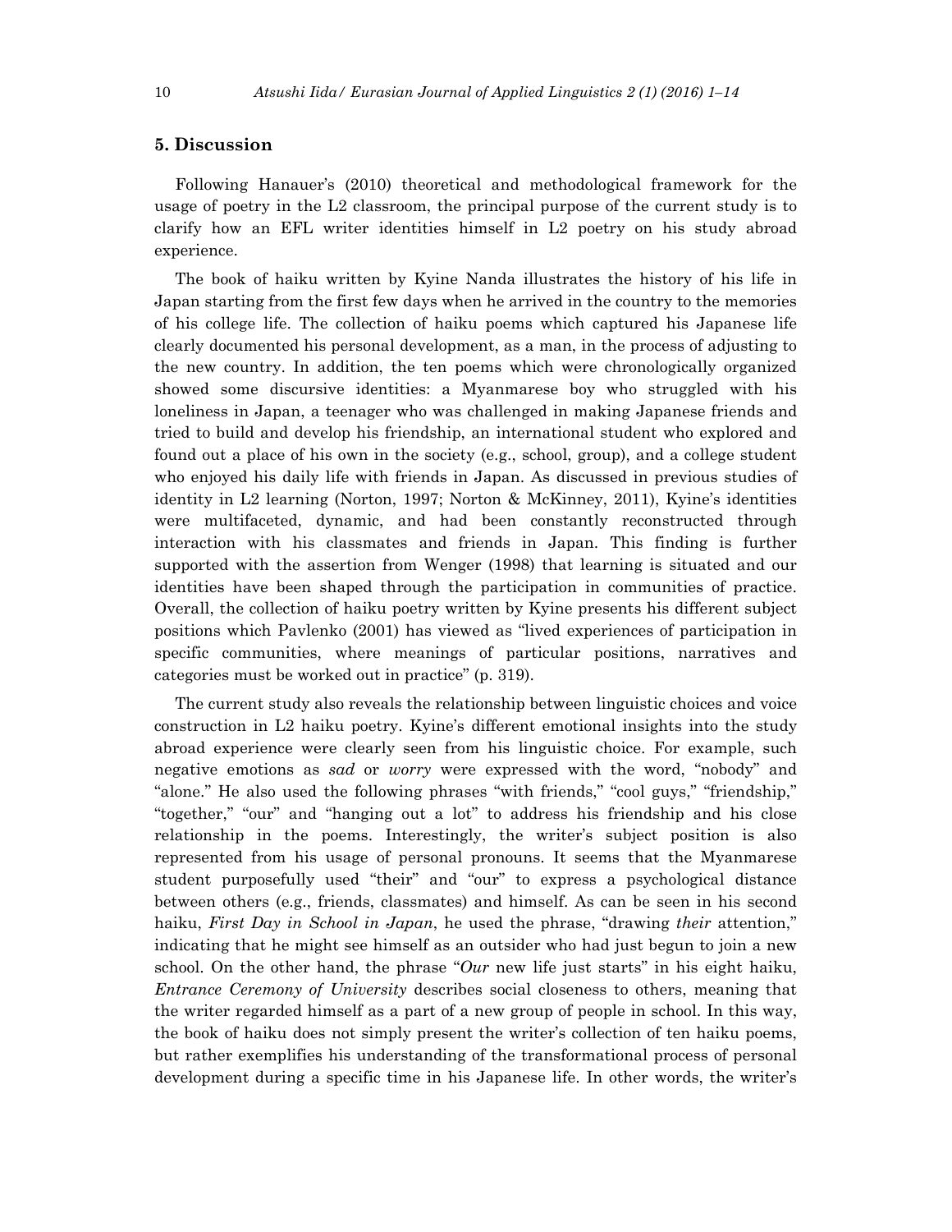## 5. Discussion

Following Hanauer's (2010) theoretical and methodological framework for the usage of poetry in the L2 classroom, the principal purpose of the current study is to clarify how an EFL writer identities himself in L2 poetry on his study abroad experience.

The book of haiku written by Kyine Nanda illustrates the history of his life in Japan starting from the first few days when he arrived in the country to the memories of his college life. The collection of haiku poems which captured his Japanese life clearly documented his personal development, as a man, in the process of adjusting to the new country. In addition, the ten poems which were chronologically organized showed some discursive identities: a Myanmarese boy who struggled with his loneliness in Japan, a teenager who was challenged in making Japanese friends and tried to build and develop his friendship, an international student who explored and found out a place of his own in the society (e.g., school, group), and a college student who enjoyed his daily life with friends in Japan. As discussed in previous studies of identity in L2 learning (Norton, 1997; Norton & McKinney, 2011), Kyine's identities were multifaceted, dynamic, and had been constantly reconstructed through interaction with his classmates and friends in Japan. This finding is further supported with the assertion from Wenger (1998) that learning is situated and our identities have been shaped through the participation in communities of practice. Overall, the collection of haiku poetry written by Kyine presents his different subject positions which Pavlenko (2001) has viewed as "lived experiences of participation in specific communities, where meanings of particular positions, narratives and categories must be worked out in practice" (p. 319).

The current study also reveals the relationship between linguistic choices and voice construction in L2 haiku poetry. Kyine's different emotional insights into the study abroad experience were clearly seen from his linguistic choice. For example, such negative emotions as *sad* or *worry* were expressed with the word, "nobody" and "alone." He also used the following phrases "with friends," "cool guys," "friendship," "together," "our" and "hanging out a lot" to address his friendship and his close relationship in the poems. Interestingly, the writer's subject position is also represented from his usage of personal pronouns. It seems that the Myanmarese student purposefully used "their" and "our" to express a psychological distance between others (e.g., friends, classmates) and himself. As can be seen in his second haiku, *First Day in School in Japan*, he used the phrase, "drawing *their* attention," indicating that he might see himself as an outsider who had just begun to join a new school. On the other hand, the phrase "*Our* new life just starts" in his eight haiku, *Entrance Ceremony of University* describes social closeness to others, meaning that the writer regarded himself as a part of a new group of people in school. In this way, the book of haiku does not simply present the writer's collection of ten haiku poems, but rather exemplifies his understanding of the transformational process of personal development during a specific time in his Japanese life. In other words, the writer's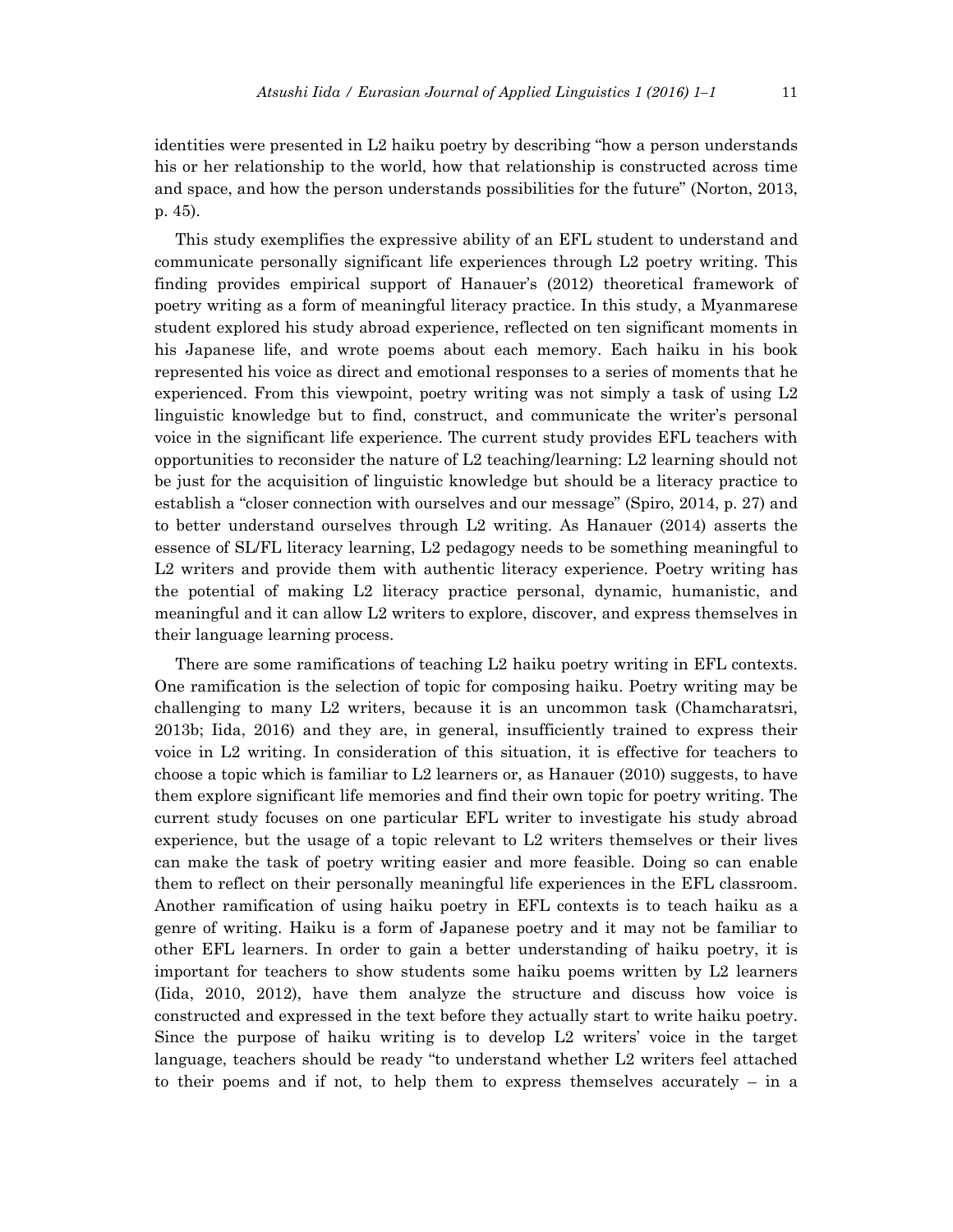identities were presented in L2 haiku poetry by describing "how a person understands his or her relationship to the world, how that relationship is constructed across time and space, and how the person understands possibilities for the future" (Norton, 2013, p. 45).

This study exemplifies the expressive ability of an EFL student to understand and communicate personally significant life experiences through L2 poetry writing. This finding provides empirical support of Hanauer's (2012) theoretical framework of poetry writing as a form of meaningful literacy practice. In this study, a Myanmarese student explored his study abroad experience, reflected on ten significant moments in his Japanese life, and wrote poems about each memory. Each haiku in his book represented his voice as direct and emotional responses to a series of moments that he experienced. From this viewpoint, poetry writing was not simply a task of using L2 linguistic knowledge but to find, construct, and communicate the writer's personal voice in the significant life experience. The current study provides EFL teachers with opportunities to reconsider the nature of L2 teaching/learning: L2 learning should not be just for the acquisition of linguistic knowledge but should be a literacy practice to establish a "closer connection with ourselves and our message" (Spiro, 2014, p. 27) and to better understand ourselves through L2 writing. As Hanauer (2014) asserts the essence of SL/FL literacy learning, L2 pedagogy needs to be something meaningful to L2 writers and provide them with authentic literacy experience. Poetry writing has the potential of making L2 literacy practice personal, dynamic, humanistic, and meaningful and it can allow L2 writers to explore, discover, and express themselves in their language learning process.

There are some ramifications of teaching L2 haiku poetry writing in EFL contexts. One ramification is the selection of topic for composing haiku. Poetry writing may be challenging to many L2 writers, because it is an uncommon task (Chamcharatsri, 2013b; Iida, 2016) and they are, in general, insufficiently trained to express their voice in L2 writing. In consideration of this situation, it is effective for teachers to choose a topic which is familiar to L2 learners or, as Hanauer (2010) suggests, to have them explore significant life memories and find their own topic for poetry writing. The current study focuses on one particular EFL writer to investigate his study abroad experience, but the usage of a topic relevant to L2 writers themselves or their lives can make the task of poetry writing easier and more feasible. Doing so can enable them to reflect on their personally meaningful life experiences in the EFL classroom. Another ramification of using haiku poetry in EFL contexts is to teach haiku as a genre of writing. Haiku is a form of Japanese poetry and it may not be familiar to other EFL learners. In order to gain a better understanding of haiku poetry, it is important for teachers to show students some haiku poems written by L2 learners (Iida, 2010, 2012), have them analyze the structure and discuss how voice is constructed and expressed in the text before they actually start to write haiku poetry. Since the purpose of haiku writing is to develop L2 writers' voice in the target language, teachers should be ready "to understand whether L2 writers feel attached to their poems and if not, to help them to express themselves accurately – in a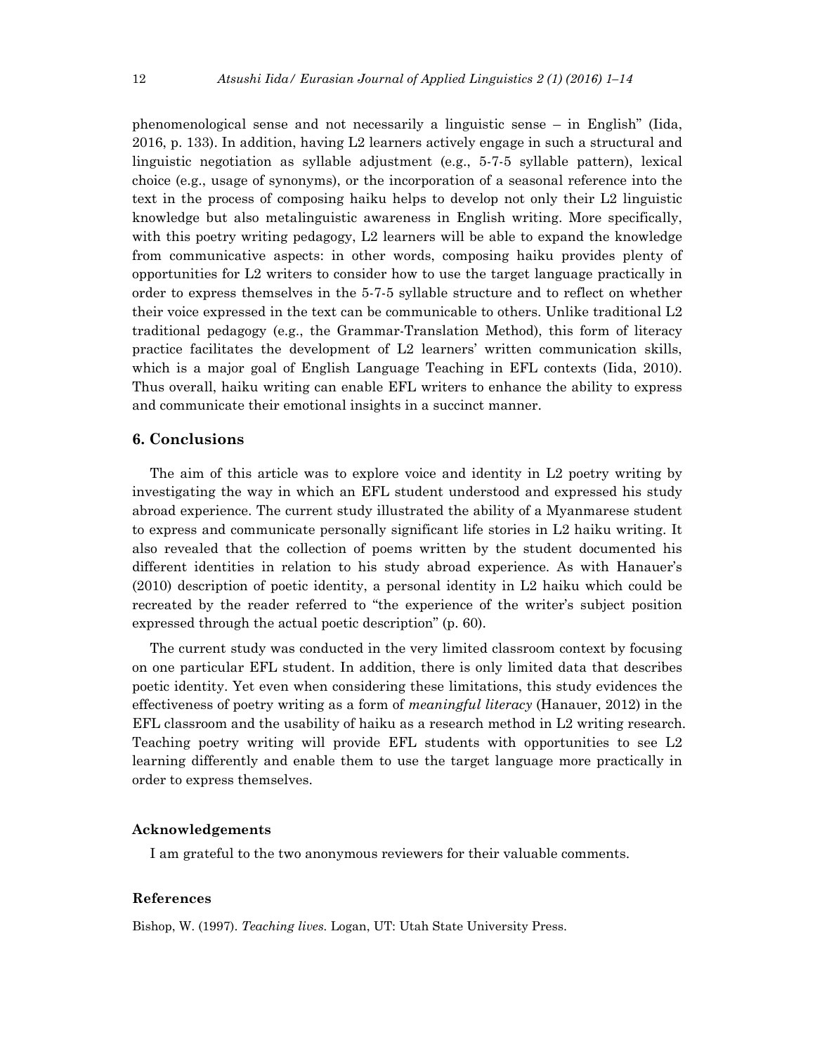phenomenological sense and not necessarily a linguistic sense – in English" (Iida, 2016, p. 133). In addition, having L2 learners actively engage in such a structural and linguistic negotiation as syllable adjustment (e.g., 5-7-5 syllable pattern), lexical choice (e.g., usage of synonyms), or the incorporation of a seasonal reference into the text in the process of composing haiku helps to develop not only their L2 linguistic knowledge but also metalinguistic awareness in English writing. More specifically, with this poetry writing pedagogy, L2 learners will be able to expand the knowledge from communicative aspects: in other words, composing haiku provides plenty of opportunities for L2 writers to consider how to use the target language practically in order to express themselves in the 5-7-5 syllable structure and to reflect on whether their voice expressed in the text can be communicable to others. Unlike traditional L2 traditional pedagogy (e.g., the Grammar-Translation Method), this form of literacy practice facilitates the development of L2 learners' written communication skills, which is a major goal of English Language Teaching in EFL contexts (Iida, 2010). Thus overall, haiku writing can enable EFL writers to enhance the ability to express and communicate their emotional insights in a succinct manner.

## 6. Conclusions

The aim of this article was to explore voice and identity in L2 poetry writing by investigating the way in which an EFL student understood and expressed his study abroad experience. The current study illustrated the ability of a Myanmarese student to express and communicate personally significant life stories in L2 haiku writing. It also revealed that the collection of poems written by the student documented his different identities in relation to his study abroad experience. As with Hanauer's (2010) description of poetic identity, a personal identity in L2 haiku which could be recreated by the reader referred to "the experience of the writer's subject position expressed through the actual poetic description" (p. 60).

The current study was conducted in the very limited classroom context by focusing on one particular EFL student. In addition, there is only limited data that describes poetic identity. Yet even when considering these limitations, this study evidences the effectiveness of poetry writing as a form of *meaningful literacy* (Hanauer, 2012) in the EFL classroom and the usability of haiku as a research method in L2 writing research. Teaching poetry writing will provide EFL students with opportunities to see L2 learning differently and enable them to use the target language more practically in order to express themselves.

### Acknowledgements

I am grateful to the two anonymous reviewers for their valuable comments.

### References

Bishop, W. (1997). *Teaching lives.* Logan, UT: Utah State University Press.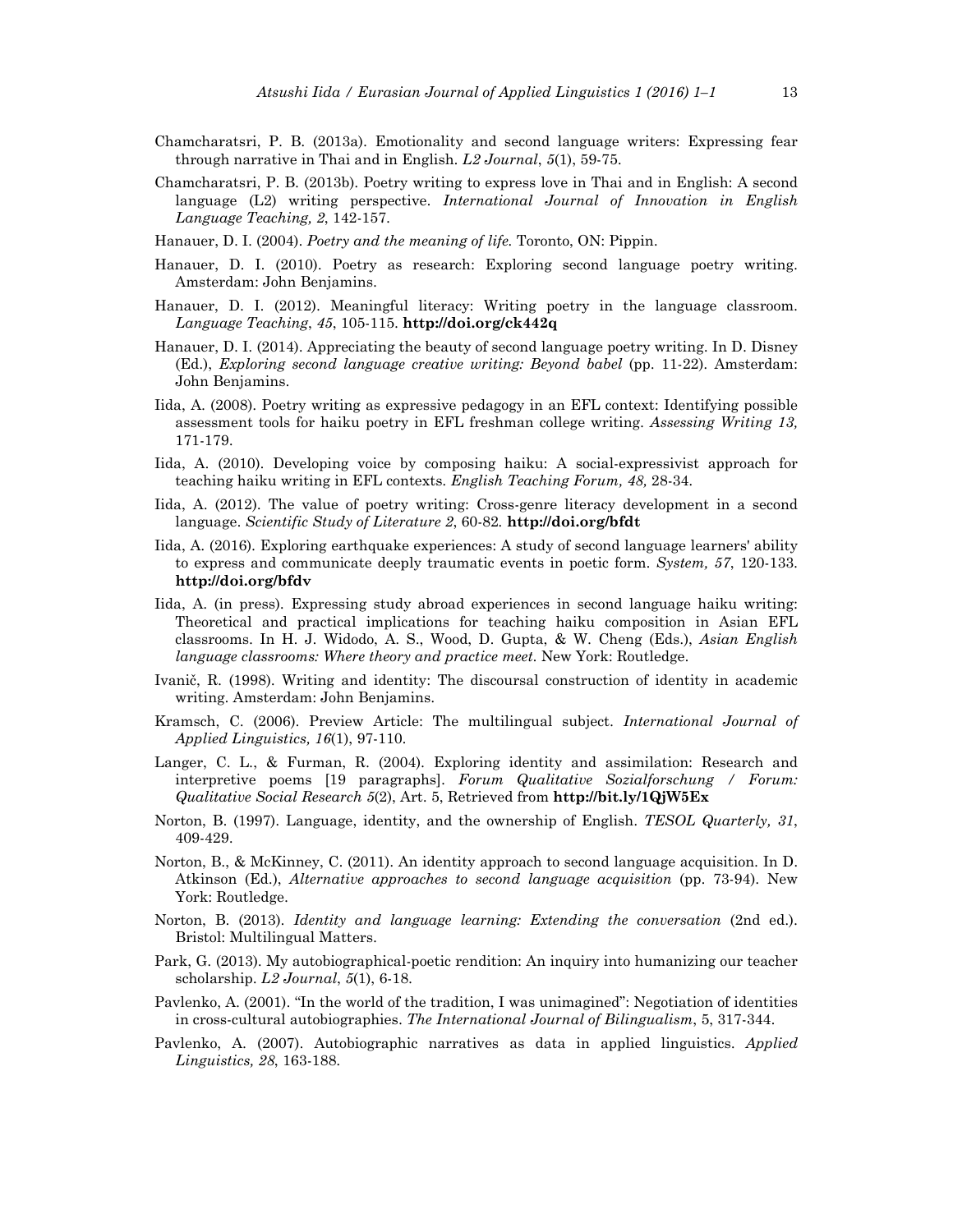Chamcharatsri, P. B. (2013a). Emotionality and second language writers: Expressing fear through narrative in Thai and in English. *L2 Journal*, *5*(1), 59-75.

Chamcharatsri, P. B. (2013b). Poetry writing to express love in Thai and in English: A second language (L2) writing perspective. *International Journal of Innovation in English Language Teaching, 2*, 142-157.

Hanauer, D. I. (2004). *Poetry and the meaning of life.* Toronto, ON: Pippin.

Hanauer, D. I. (2010). Poetry as research: Exploring second language poetry writing. Amsterdam: John Benjamins.

Hanauer, D. I. (2012). Meaningful literacy: Writing poetry in the language classroom. *Language Teaching*, *45*, 105-115. **http://doi.org/ck442q**

Hanauer, D. I. (2014). Appreciating the beauty of second language poetry writing. In D. Disney (Ed.), *Exploring second language creative writing: Beyond babel* (pp. 11-22). Amsterdam: John Benjamins.

Iida, A. (2008). Poetry writing as expressive pedagogy in an EFL context: Identifying possible assessment tools for haiku poetry in EFL freshman college writing. *Assessing Writing 13,* 171-179.

Iida, A. (2010). Developing voice by composing haiku: A social-expressivist approach for teaching haiku writing in EFL contexts. *English Teaching Forum, 48,* 28-34.

Iida, A. (2012). The value of poetry writing: Cross-genre literacy development in a second language. *Scientific Study of Literature 2*, 60-82. **http://doi.org/bfdt**

Iida, A. (2016). Exploring earthquake experiences: A study of second language learners' ability to express and communicate deeply traumatic events in poetic form. *System, 57*, 120-133. **http://doi.org/bfdv**

Iida, A. (in press). Expressing study abroad experiences in second language haiku writing: Theoretical and practical implications for teaching haiku composition in Asian EFL classrooms. In H. J. Widodo, A. S., Wood, D. Gupta, & W. Cheng (Eds.), *Asian English language classrooms: Where theory and practice meet.* New York: Routledge.

Ivanič, R. (1998). Writing and identity: The discoursal construction of identity in academic writing. Amsterdam: John Benjamins.

Kramsch, C. (2006). Preview Article: The multilingual subject. *International Journal of Applied Linguistics, 16*(1), 97-110.

Langer, C. L., & Furman, R. (2004). Exploring identity and assimilation: Research and interpretive poems [19 paragraphs]. *Forum Qualitative Sozialforschung / Forum: Qualitative Social Research 5*(2), Art. 5, Retrieved from **http://bit.ly/1QjW5Ex**

Norton, B. (1997). Language, identity, and the ownership of English. *TESOL Quarterly, 31*, 409-429.

Norton, B., & McKinney, C. (2011). An identity approach to second language acquisition. In D. Atkinson (Ed.), *Alternative approaches to second language acquisition* (pp. 73-94). New York: Routledge.

Norton, B. (2013). *Identity and language learning: Extending the conversation* (2nd ed.). Bristol: Multilingual Matters.

Park, G. (2013). My autobiographical-poetic rendition: An inquiry into humanizing our teacher scholarship. *L2 Journal*, *5*(1), 6-18.

Pavlenko, A. (2001). "In the world of the tradition, I was unimagined": Negotiation of identities in cross-cultural autobiographies. *The International Journal of Bilingualism*, 5, 317-344.

Pavlenko, A. (2007). Autobiographic narratives as data in applied linguistics. *Applied Linguistics, 28*, 163-188.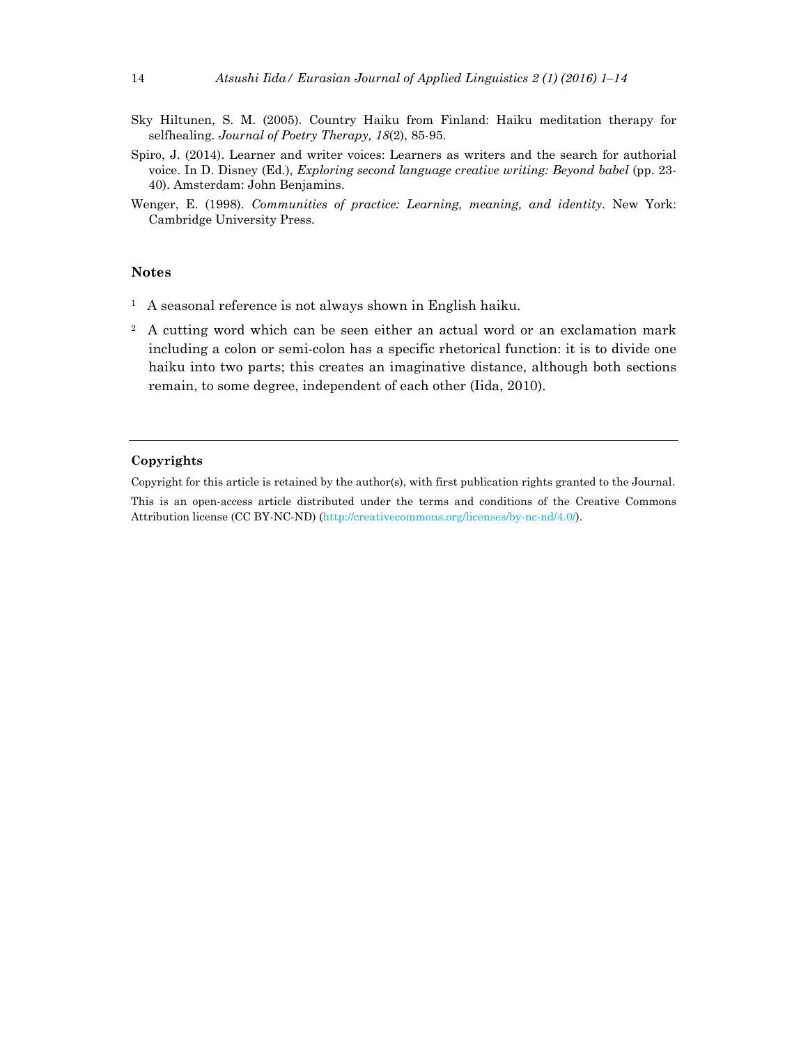Sky Hiltunen, S. M. (2005). Country Haiku from Finland: Haiku meditation therapy for selfhealing. *Journal of Poetry Therapy, 18*(2), 85-95.

Spiro, J. (2014). Learner and writer voices: Learners as writers and the search for authorial voice. In D. Disney (Ed.), *Exploring second language creative writing: Beyond babel* (pp. 23-40). Amsterdam: John Benjamins.

Wenger, E. (1998). *Communities of practice: Learning, meaning, and identity*. New York: Cambridge University Press.

## Notes

[1] A seasonal reference is not always shown in English haiku.

[2] A cutting word which can be seen either an actual word or an exclamation mark including a colon or semi-colon has a specific rhetorical function: it is to divide one haiku into two parts; this creates an imaginative distance, although both sections remain, to some degree, independent of each other (Iida, 2010).

---

### Copyrights

Copyright for this article is retained by the author(s), with first publication rights granted to the Journal.

This is an open-access article distributed under the terms and conditions of the Creative Commons Attribution license (CC BY-NC-ND) (http://creativecommons.org/licenses/by-nc-nd/4.0/).